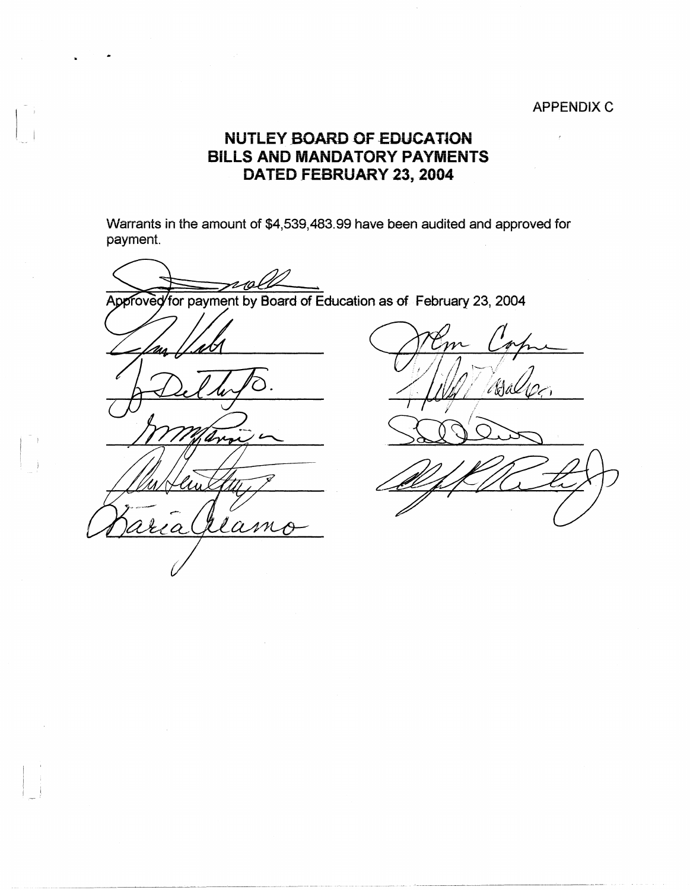APPENDIX C

# NUTLEY BOARD OF EDUCATION
# BILLS AND MANDATORY PAYMENTS
# DATED FEBRUARY 23, 2004

Warrants in the amount of $4,539,483.99 have been audited and approved for payment.

Approved for payment by Board of Education as of February 23, 2004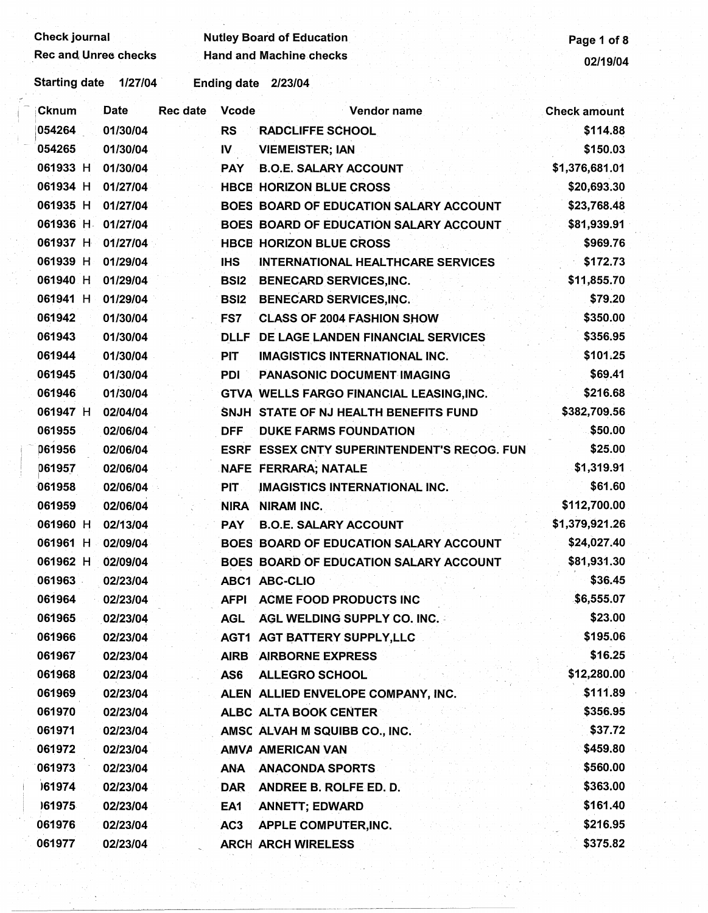Check journal

Rec and Unrec checks

Nutley Board of Education

Hand and Machine checks

02/19/04

Starting date 1/27/04 Ending date 2/23/04

| Cknum | Date | Rec date | Vcode | Vendor name | Check amount |
|---|---|---|---|---|---|
| 054264 | 01/30/04 | | RS | RADCLIFFE SCHOOL | $114.88 |
| 054265 | 01/30/04 | | IV | VIEMEISTER; IAN | $150.03 |
| 061933 H | 01/30/04 | | PAY | B.O.E. SALARY ACCOUNT | $1,376,681.01 |
| 061934 H | 01/27/04 | | HBCB | HORIZON BLUE CROSS | $20,693.30 |
| 061935 H | 01/27/04 | | BOES | BOARD OF EDUCATION SALARY ACCOUNT | $23,768.48 |
| 061936 H | 01/27/04 | | BOES | BOARD OF EDUCATION SALARY ACCOUNT | $81,939.91 |
| 061937 H | 01/27/04 | | HBCB | HORIZON BLUE CROSS | $969.76 |
| 061939 H | 01/29/04 | | IHS | INTERNATIONAL HEALTHCARE SERVICES | $172.73 |
| 061940 H | 01/29/04 | | BSI2 | BENECARD SERVICES,INC. | $11,855.70 |
| 061941 H | 01/29/04 | | BSI2 | BENECARD SERVICES,INC. | $79.20 |
| 061942 | 01/30/04 | | FS7 | CLASS OF 2004 FASHION SHOW | $350.00 |
| 061943 | 01/30/04 | | DLLF | DE LAGE LANDEN FINANCIAL SERVICES | $356.95 |
| 061944 | 01/30/04 | | PIT | IMAGISTICS INTERNATIONAL INC. | $101.25 |
| 061945 | 01/30/04 | | PDI | PANASONIC DOCUMENT IMAGING | $69.41 |
| 061946 | 01/30/04 | | GTVA | WELLS FARGO FINANCIAL LEASING,INC. | $216.68 |
| 061947 H | 02/04/04 | | SNJH | STATE OF NJ HEALTH BENEFITS FUND | $382,709.56 |
| 061955 | 02/06/04 | | DFF | DUKE FARMS FOUNDATION | $50.00 |
| 061956 | 02/06/04 | | ESRF | ESSEX CNTY SUPERINTENDENT'S RECOG. FUN | $25.00 |
| 061957 | 02/06/04 | | NAFE | FERRARA; NATALE | $1,319.91 |
| 061958 | 02/06/04 | | PIT | IMAGISTICS INTERNATIONAL INC. | $61.60 |
| 061959 | 02/06/04 | | NIRA | NIRAM INC. | $112,700.00 |
| 061960 H | 02/13/04 | | PAY | B.O.E. SALARY ACCOUNT | $1,379,921.26 |
| 061961 H | 02/09/04 | | BOES | BOARD OF EDUCATION SALARY ACCOUNT | $24,027.40 |
| 061962 H | 02/09/04 | | BOES | BOARD OF EDUCATION SALARY ACCOUNT | $81,931.30 |
| 061963 | 02/23/04 | | ABC1 | ABC-CLIO | $36.45 |
| 061964 | 02/23/04 | | AFPI | ACME FOOD PRODUCTS INC | $6,555.07 |
| 061965 | 02/23/04 | | AGL | AGL WELDING SUPPLY CO. INC. | $23.00 |
| 061966 | 02/23/04 | | AGT1 | AGT BATTERY SUPPLY,LLC | $195.06 |
| 061967 | 02/23/04 | | AIRB | AIRBORNE EXPRESS | $16.25 |
| 061968 | 02/23/04 | | AS6 | ALLEGRO SCHOOL | $12,280.00 |
| 061969 | 02/23/04 | | ALEN | ALLIED ENVELOPE COMPANY, INC. | $111.89 |
| 061970 | 02/23/04 | | ALBC | ALTA BOOK CENTER | $356.95 |
| 061971 | 02/23/04 | | AMSC | ALVAH M SQUIBB CO., INC. | $37.72 |
| 061972 | 02/23/04 | | AMVA | AMERICAN VAN | $459.80 |
| 061973 | 02/23/04 | | ANA | ANACONDA SPORTS | $560.00 |
| 061974 | 02/23/04 | | DAR | ANDREE B. ROLFE ED. D. | $363.00 |
| 061975 | 02/23/04 | | EA1 | ANNETT; EDWARD | $161.40 |
| 061976 | 02/23/04 | | AC3 | APPLE COMPUTER,INC. | $216.95 |
| 061977 | 02/23/04 | | ARCH | ARCH WIRELESS | $375.82 |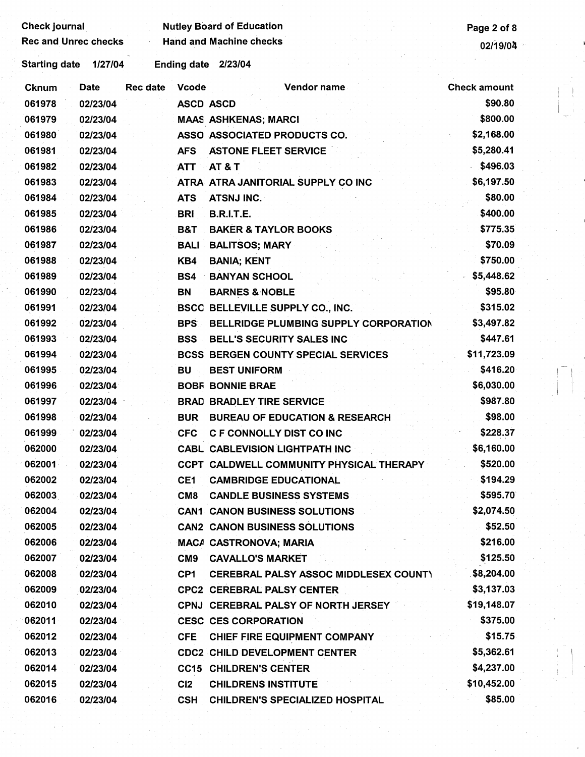Check journal — Nutley Board of Education
Rec and Unrec checks — Hand and Machine checks

Starting date 1/27/04 Ending date 2/23/04

| Cknum | Date | Rec date | Vcode | Vendor name | Check amount |
|---|---|---|---|---|---|
| 061978 | 02/23/04 | | ASCD | ASCD | $90.80 |
| 061979 | 02/23/04 | | MAAS | ASHKENAS; MARCI | $800.00 |
| 061980 | 02/23/04 | | ASSO | ASSOCIATED PRODUCTS CO. | $2,168.00 |
| 061981 | 02/23/04 | | AFS | ASTONE FLEET SERVICE | $5,280.41 |
| 061982 | 02/23/04 | | ATT | AT & T | $496.03 |
| 061983 | 02/23/04 | | ATRA | ATRA JANITORIAL SUPPLY CO INC | $6,197.50 |
| 061984 | 02/23/04 | | ATS | ATSNJ INC. | $80.00 |
| 061985 | 02/23/04 | | BRI | B.R.I.T.E. | $400.00 |
| 061986 | 02/23/04 | | B&T | BAKER & TAYLOR BOOKS | $775.35 |
| 061987 | 02/23/04 | | BALI | BALITSOS; MARY | $70.09 |
| 061988 | 02/23/04 | | KB4 | BANIA; KENT | $750.00 |
| 061989 | 02/23/04 | | BS4 | BANYAN SCHOOL | $5,448.62 |
| 061990 | 02/23/04 | | BN | BARNES & NOBLE | $95.80 |
| 061991 | 02/23/04 | | BSCC | BELLEVILLE SUPPLY CO., INC. | $315.02 |
| 061992 | 02/23/04 | | BPS | BELLRIDGE PLUMBING SUPPLY CORPORATION | $3,497.82 |
| 061993 | 02/23/04 | | BSS | BELL'S SECURITY SALES INC | $447.61 |
| 061994 | 02/23/04 | | BCSS | BERGEN COUNTY SPECIAL SERVICES | $11,723.09 |
| 061995 | 02/23/04 | | BU | BEST UNIFORM | $416.20 |
| 061996 | 02/23/04 | | BOBR | BONNIE BRAE | $6,030.00 |
| 061997 | 02/23/04 | | BRAD | BRADLEY TIRE SERVICE | $987.80 |
| 061998 | 02/23/04 | | BUR | BUREAU OF EDUCATION & RESEARCH | $98.00 |
| 061999 | 02/23/04 | | CFC | C F CONNOLLY DIST CO INC | $228.37 |
| 062000 | 02/23/04 | | CABL | CABLEVISION LIGHTPATH INC | $6,160.00 |
| 062001 | 02/23/04 | | CCPT | CALDWELL COMMUNITY PHYSICAL THERAPY | $520.00 |
| 062002 | 02/23/04 | | CE1 | CAMBRIDGE EDUCATIONAL | $194.29 |
| 062003 | 02/23/04 | | CM8 | CANDLE BUSINESS SYSTEMS | $595.70 |
| 062004 | 02/23/04 | | CAN1 | CANON BUSINESS SOLUTIONS | $2,074.50 |
| 062005 | 02/23/04 | | CAN2 | CANON BUSINESS SOLUTIONS | $52.50 |
| 062006 | 02/23/04 | | MACA | CASTRONOVA; MARIA | $216.00 |
| 062007 | 02/23/04 | | CM9 | CAVALLO'S MARKET | $125.50 |
| 062008 | 02/23/04 | | CP1 | CEREBRAL PALSY ASSOC MIDDLESEX COUNTY | $8,204.00 |
| 062009 | 02/23/04 | | CPC2 | CEREBRAL PALSY CENTER | $3,137.03 |
| 062010 | 02/23/04 | | CPNJ | CEREBRAL PALSY OF NORTH JERSEY | $19,148.07 |
| 062011 | 02/23/04 | | CESC | CES CORPORATION | $375.00 |
| 062012 | 02/23/04 | | CFE | CHIEF FIRE EQUIPMENT COMPANY | $15.75 |
| 062013 | 02/23/04 | | CDC2 | CHILD DEVELOPMENT CENTER | $5,362.61 |
| 062014 | 02/23/04 | | CC15 | CHILDREN'S CENTER | $4,237.00 |
| 062015 | 02/23/04 | | CI2 | CHILDRENS INSTITUTE | $10,452.00 |
| 062016 | 02/23/04 | | CSH | CHILDREN'S SPECIALIZED HOSPITAL | $85.00 |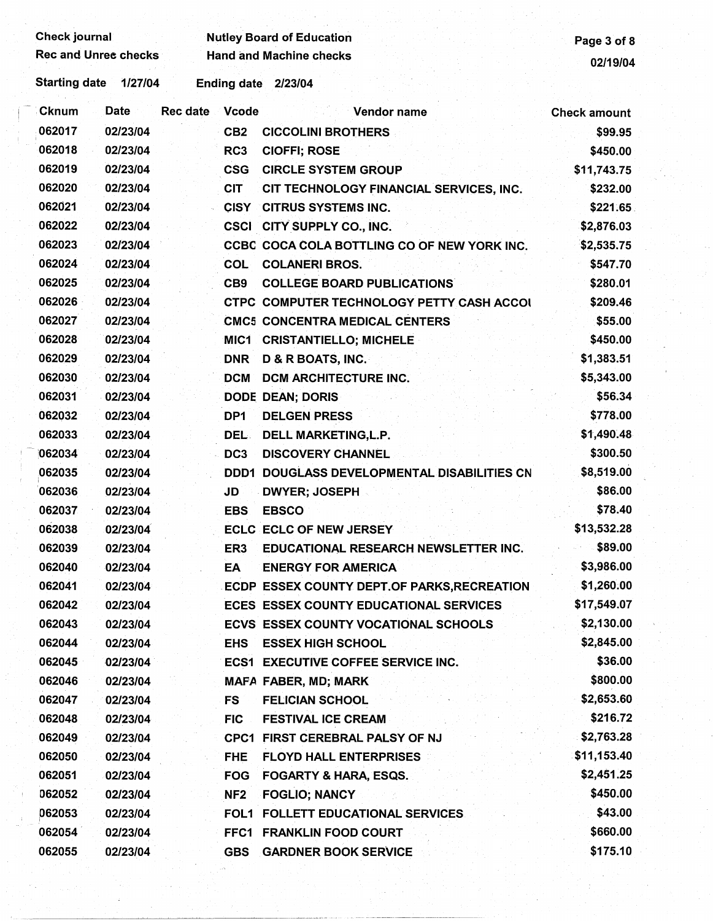Check journal
Rec and Unrec checks

Nutley Board of Education
Hand and Machine checks

02/19/04

Starting date 1/27/04 Ending date 2/23/04

| Cknum | Date | Rec date | Vcode | Vendor name | Check amount |
|---|---|---|---|---|---|
| 062017 | 02/23/04 | | CB2 | CICCOLINI BROTHERS | $99.95 |
| 062018 | 02/23/04 | | RC3 | CIOFFI; ROSE | $450.00 |
| 062019 | 02/23/04 | | CSG | CIRCLE SYSTEM GROUP | $11,743.75 |
| 062020 | 02/23/04 | | CIT | CIT TECHNOLOGY FINANCIAL SERVICES, INC. | $232.00 |
| 062021 | 02/23/04 | | CISY | CITRUS SYSTEMS INC. | $221.65 |
| 062022 | 02/23/04 | | CSCI | CITY SUPPLY CO., INC. | $2,876.03 |
| 062023 | 02/23/04 | | CCBC | COCA COLA BOTTLING CO OF NEW YORK INC. | $2,535.75 |
| 062024 | 02/23/04 | | COL | COLANERI BROS. | $547.70 |
| 062025 | 02/23/04 | | CB9 | COLLEGE BOARD PUBLICATIONS | $280.01 |
| 062026 | 02/23/04 | | CTPC | COMPUTER TECHNOLOGY PETTY CASH ACCOI | $209.46 |
| 062027 | 02/23/04 | | CMC5 | CONCENTRA MEDICAL CENTERS | $55.00 |
| 062028 | 02/23/04 | | MIC1 | CRISTANTIELLO; MICHELE | $450.00 |
| 062029 | 02/23/04 | | DNR | D & R BOATS, INC. | $1,383.51 |
| 062030 | 02/23/04 | | DCM | DCM ARCHITECTURE INC. | $5,343.00 |
| 062031 | 02/23/04 | | DODE | DEAN; DORIS | $56.34 |
| 062032 | 02/23/04 | | DP1 | DELGEN PRESS | $778.00 |
| 062033 | 02/23/04 | | DEL | DELL MARKETING,L.P. | $1,490.48 |
| 062034 | 02/23/04 | | DC3 | DISCOVERY CHANNEL | $300.50 |
| 062035 | 02/23/04 | | DDD1 | DOUGLASS DEVELOPMENTAL DISABILITIES CN | $8,519.00 |
| 062036 | 02/23/04 | | JD | DWYER; JOSEPH | $86.00 |
| 062037 | 02/23/04 | | EBS | EBSCO | $78.40 |
| 062038 | 02/23/04 | | ECLC | ECLC OF NEW JERSEY | $13,532.28 |
| 062039 | 02/23/04 | | ER3 | EDUCATIONAL RESEARCH NEWSLETTER INC. | $89.00 |
| 062040 | 02/23/04 | | EA | ENERGY FOR AMERICA | $3,986.00 |
| 062041 | 02/23/04 | | ECDP | ESSEX COUNTY DEPT.OF PARKS,RECREATION | $1,260.00 |
| 062042 | 02/23/04 | | ECES | ESSEX COUNTY EDUCATIONAL SERVICES | $17,549.07 |
| 062043 | 02/23/04 | | ECVS | ESSEX COUNTY VOCATIONAL SCHOOLS | $2,130.00 |
| 062044 | 02/23/04 | | EHS | ESSEX HIGH SCHOOL | $2,845.00 |
| 062045 | 02/23/04 | | ECS1 | EXECUTIVE COFFEE SERVICE INC. | $36.00 |
| 062046 | 02/23/04 | | MAFA | FABER, MD; MARK | $800.00 |
| 062047 | 02/23/04 | | FS | FELICIAN SCHOOL | $2,653.60 |
| 062048 | 02/23/04 | | FIC | FESTIVAL ICE CREAM | $216.72 |
| 062049 | 02/23/04 | | CPC1 | FIRST CEREBRAL PALSY OF NJ | $2,763.28 |
| 062050 | 02/23/04 | | FHE | FLOYD HALL ENTERPRISES | $11,153.40 |
| 062051 | 02/23/04 | | FOG | FOGARTY & HARA, ESQS. | $2,451.25 |
| 062052 | 02/23/04 | | NF2 | FOGLIO; NANCY | $450.00 |
| 062053 | 02/23/04 | | FOL1 | FOLLETT EDUCATIONAL SERVICES | $43.00 |
| 062054 | 02/23/04 | | FFC1 | FRANKLIN FOOD COURT | $660.00 |
| 062055 | 02/23/04 | | GBS | GARDNER BOOK SERVICE | $175.10 |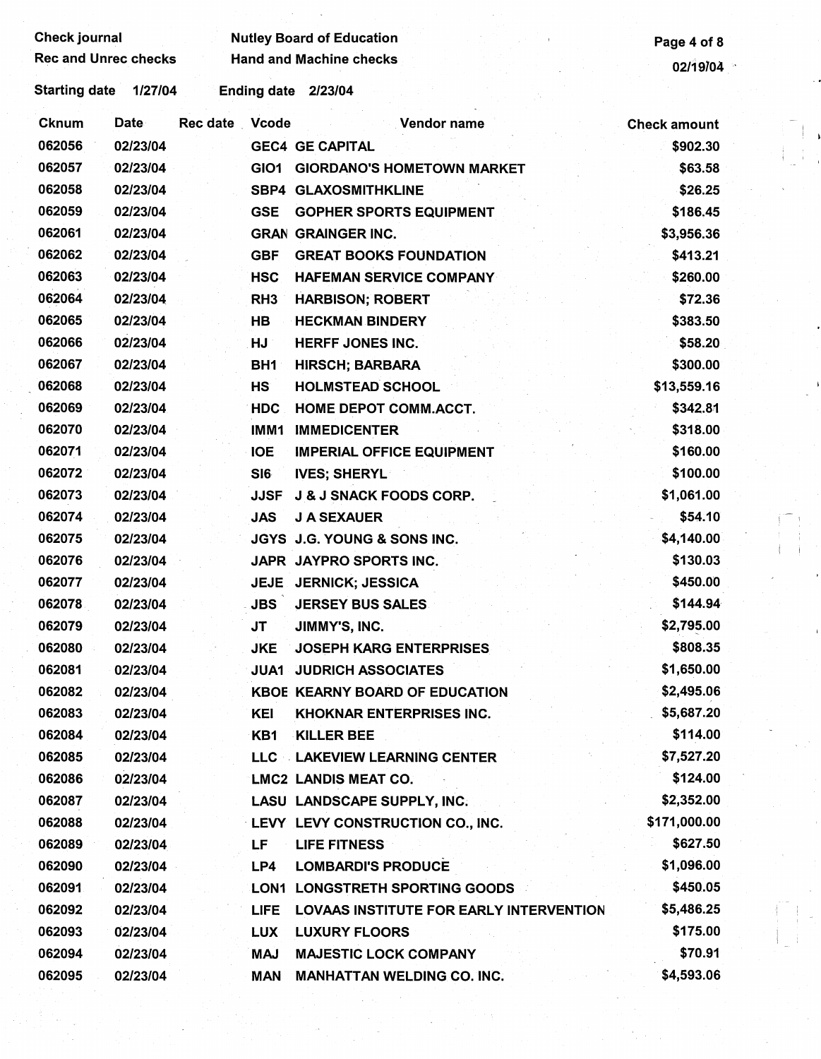Check journal | Nutley Board of Education
Rec and Unrec checks | Hand and Machine checks

Starting date 1/27/04 | Ending date 2/23/04

| Cknum | Date | Rec date | Vcode | Vendor name | Check amount |
|---|---|---|---|---|---|
| 062056 | 02/23/04 | | GEC4 | GE CAPITAL | $902.30 |
| 062057 | 02/23/04 | | GIO1 | GIORDANO'S HOMETOWN MARKET | $63.58 |
| 062058 | 02/23/04 | | SBP4 | GLAXOSMITHKLINE | $26.25 |
| 062059 | 02/23/04 | | GSE | GOPHER SPORTS EQUIPMENT | $186.45 |
| 062061 | 02/23/04 | | GRAN | GRAINGER INC. | $3,956.36 |
| 062062 | 02/23/04 | | GBF | GREAT BOOKS FOUNDATION | $413.21 |
| 062063 | 02/23/04 | | HSC | HAFEMAN SERVICE COMPANY | $260.00 |
| 062064 | 02/23/04 | | RH3 | HARBISON; ROBERT | $72.36 |
| 062065 | 02/23/04 | | HB | HECKMAN BINDERY | $383.50 |
| 062066 | 02/23/04 | | HJ | HERFF JONES INC. | $58.20 |
| 062067 | 02/23/04 | | BH1 | HIRSCH; BARBARA | $300.00 |
| 062068 | 02/23/04 | | HS | HOLMSTEAD SCHOOL | $13,559.16 |
| 062069 | 02/23/04 | | HDC | HOME DEPOT COMM.ACCT. | $342.81 |
| 062070 | 02/23/04 | | IMM1 | IMMEDICENTER | $318.00 |
| 062071 | 02/23/04 | | IOE | IMPERIAL OFFICE EQUIPMENT | $160.00 |
| 062072 | 02/23/04 | | SI6 | IVES; SHERYL | $100.00 |
| 062073 | 02/23/04 | | JJSF | J & J SNACK FOODS CORP. | $1,061.00 |
| 062074 | 02/23/04 | | JAS | J A SEXAUER | $54.10 |
| 062075 | 02/23/04 | | JGYS | J.G. YOUNG & SONS INC. | $4,140.00 |
| 062076 | 02/23/04 | | JAPR | JAYPRO SPORTS INC. | $130.03 |
| 062077 | 02/23/04 | | JEJE | JERNICK; JESSICA | $450.00 |
| 062078 | 02/23/04 | | JBS | JERSEY BUS SALES | $144.94 |
| 062079 | 02/23/04 | | JT | JIMMY'S, INC. | $2,795.00 |
| 062080 | 02/23/04 | | JKE | JOSEPH KARG ENTERPRISES | $808.35 |
| 062081 | 02/23/04 | | JUA1 | JUDRICH ASSOCIATES | $1,650.00 |
| 062082 | 02/23/04 | | KBOE | KEARNY BOARD OF EDUCATION | $2,495.06 |
| 062083 | 02/23/04 | | KEI | KHOKNAR ENTERPRISES INC. | $5,687.20 |
| 062084 | 02/23/04 | | KB1 | KILLER BEE | $114.00 |
| 062085 | 02/23/04 | | LLC | LAKEVIEW LEARNING CENTER | $7,527.20 |
| 062086 | 02/23/04 | | LMC2 | LANDIS MEAT CO. | $124.00 |
| 062087 | 02/23/04 | | LASU | LANDSCAPE SUPPLY, INC. | $2,352.00 |
| 062088 | 02/23/04 | | LEVY | LEVY CONSTRUCTION CO., INC. | $171,000.00 |
| 062089 | 02/23/04 | | LF | LIFE FITNESS | $627.50 |
| 062090 | 02/23/04 | | LP4 | LOMBARDI'S PRODUCE | $1,096.00 |
| 062091 | 02/23/04 | | LON1 | LONGSTRETH SPORTING GOODS | $450.05 |
| 062092 | 02/23/04 | | LIFE | LOVAAS INSTITUTE FOR EARLY INTERVENTION | $5,486.25 |
| 062093 | 02/23/04 | | LUX | LUXURY FLOORS | $175.00 |
| 062094 | 02/23/04 | | MAJ | MAJESTIC LOCK COMPANY | $70.91 |
| 062095 | 02/23/04 | | MAN | MANHATTAN WELDING CO. INC. | $4,593.06 |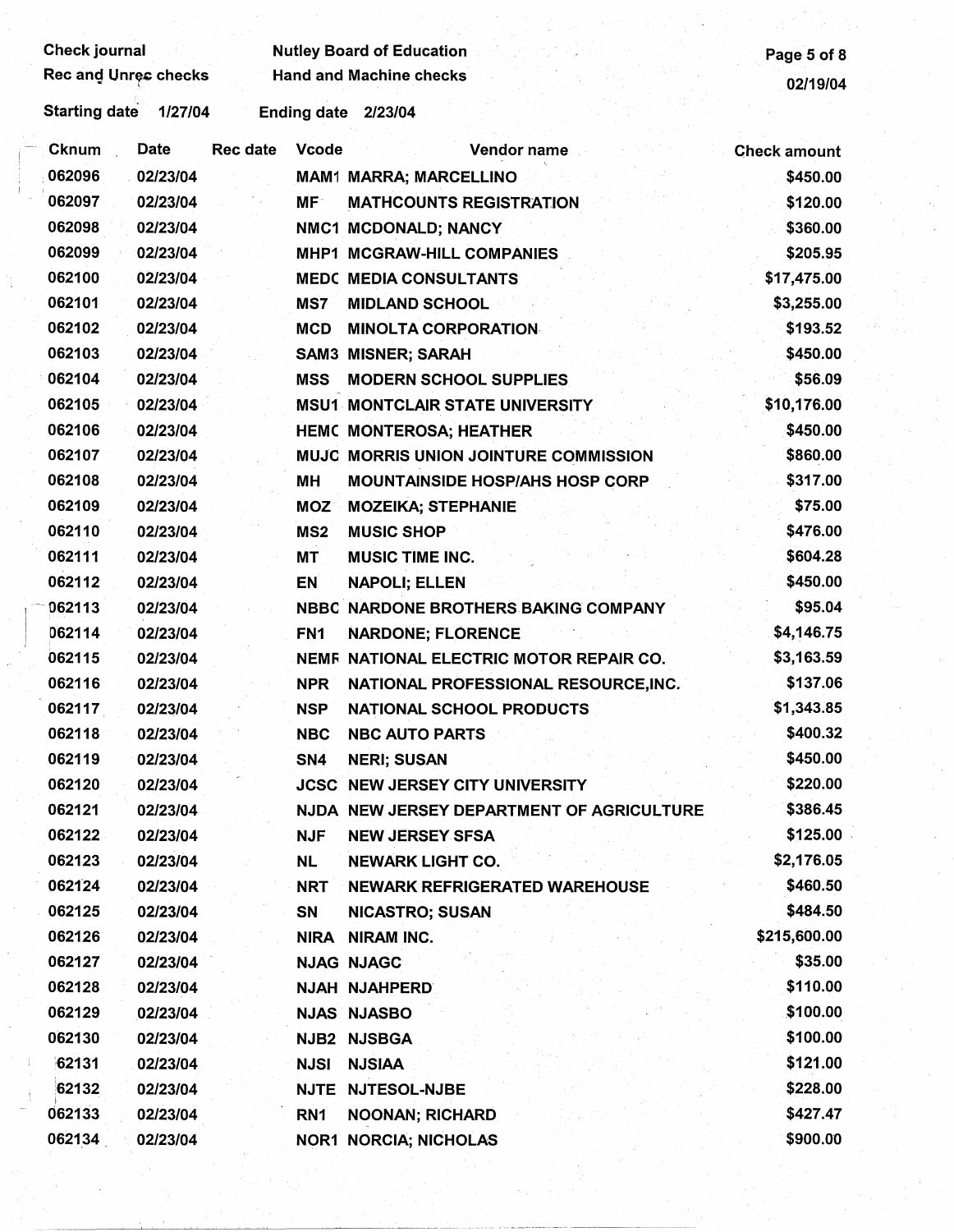Check journal
Rec and Unrec checks

Nutley Board of Education
Hand and Machine checks

02/19/04

Starting date 1/27/04 Ending date 2/23/04

| Cknum | Date | Rec date | Vcode | Vendor name | Check amount |
|---|---|---|---|---|---|
| 062096 | 02/23/04 | | MAM1 | MARRA; MARCELLINO | $450.00 |
| 062097 | 02/23/04 | | MF | MATHCOUNTS REGISTRATION | $120.00 |
| 062098 | 02/23/04 | | NMC1 | MCDONALD; NANCY | $360.00 |
| 062099 | 02/23/04 | | MHP1 | MCGRAW-HILL COMPANIES | $205.95 |
| 062100 | 02/23/04 | | MEDC | MEDIA CONSULTANTS | $17,475.00 |
| 062101 | 02/23/04 | | MS7 | MIDLAND SCHOOL | $3,255.00 |
| 062102 | 02/23/04 | | MCD | MINOLTA CORPORATION | $193.52 |
| 062103 | 02/23/04 | | SAM3 | MISNER; SARAH | $450.00 |
| 062104 | 02/23/04 | | MSS | MODERN SCHOOL SUPPLIES | $56.09 |
| 062105 | 02/23/04 | | MSU1 | MONTCLAIR STATE UNIVERSITY | $10,176.00 |
| 062106 | 02/23/04 | | HEMC | MONTEROSA; HEATHER | $450.00 |
| 062107 | 02/23/04 | | MUJC | MORRIS UNION JOINTURE COMMISSION | $860.00 |
| 062108 | 02/23/04 | | MH | MOUNTAINSIDE HOSP/AHS HOSP CORP | $317.00 |
| 062109 | 02/23/04 | | MOZ | MOZEIKA; STEPHANIE | $75.00 |
| 062110 | 02/23/04 | | MS2 | MUSIC SHOP | $476.00 |
| 062111 | 02/23/04 | | MT | MUSIC TIME INC. | $604.28 |
| 062112 | 02/23/04 | | EN | NAPOLI; ELLEN | $450.00 |
| 062113 | 02/23/04 | | NBBC | NARDONE BROTHERS BAKING COMPANY | $95.04 |
| 062114 | 02/23/04 | | FN1 | NARDONE; FLORENCE | $4,146.75 |
| 062115 | 02/23/04 | | NEMF | NATIONAL ELECTRIC MOTOR REPAIR CO. | $3,163.59 |
| 062116 | 02/23/04 | | NPR | NATIONAL PROFESSIONAL RESOURCE,INC. | $137.06 |
| 062117 | 02/23/04 | | NSP | NATIONAL SCHOOL PRODUCTS | $1,343.85 |
| 062118 | 02/23/04 | | NBC | NBC AUTO PARTS | $400.32 |
| 062119 | 02/23/04 | | SN4 | NERI; SUSAN | $450.00 |
| 062120 | 02/23/04 | | JCSC | NEW JERSEY CITY UNIVERSITY | $220.00 |
| 062121 | 02/23/04 | | NJDA | NEW JERSEY DEPARTMENT OF AGRICULTURE | $386.45 |
| 062122 | 02/23/04 | | NJF | NEW JERSEY SFSA | $125.00 |
| 062123 | 02/23/04 | | NL | NEWARK LIGHT CO. | $2,176.05 |
| 062124 | 02/23/04 | | NRT | NEWARK REFRIGERATED WAREHOUSE | $460.50 |
| 062125 | 02/23/04 | | SN | NICASTRO; SUSAN | $484.50 |
| 062126 | 02/23/04 | | NIRA | NIRAM INC. | $215,600.00 |
| 062127 | 02/23/04 | | NJAG | NJAGC | $35.00 |
| 062128 | 02/23/04 | | NJAH | NJAHPERD | $110.00 |
| 062129 | 02/23/04 | | NJAS | NJASBO | $100.00 |
| 062130 | 02/23/04 | | NJB2 | NJSBGA | $100.00 |
| 062131 | 02/23/04 | | NJSI | NJSIAA | $121.00 |
| 062132 | 02/23/04 | | NJTE | NJTESOL-NJBE | $228.00 |
| 062133 | 02/23/04 | | RN1 | NOONAN; RICHARD | $427.47 |
| 062134 | 02/23/04 | | NOR1 | NORCIA; NICHOLAS | $900.00 |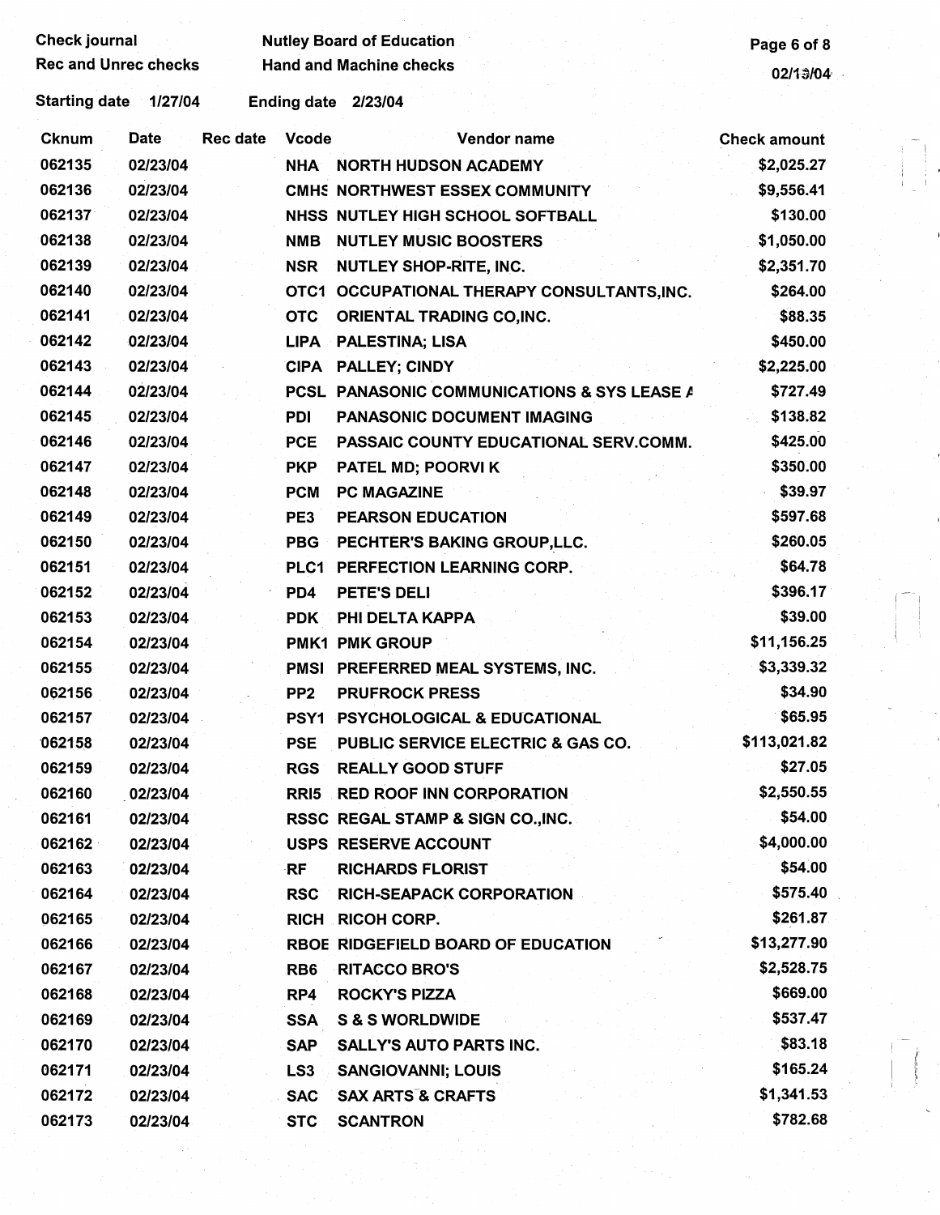Check journal  
Rec and Unrec checks

Nutley Board of Education  
Hand and Machine checks

02/13/04

Starting date 1/27/04 Ending date 2/23/04

| Cknum | Date | Rec date | Vcode | Vendor name | Check amount |
|---|---|---|---|---|---|
| 062135 | 02/23/04 | | NHA | NORTH HUDSON ACADEMY | $2,025.27 |
| 062136 | 02/23/04 | | CMHS | NORTHWEST ESSEX COMMUNITY | $9,556.41 |
| 062137 | 02/23/04 | | NHSS | NUTLEY HIGH SCHOOL SOFTBALL | $130.00 |
| 062138 | 02/23/04 | | NMB | NUTLEY MUSIC BOOSTERS | $1,050.00 |
| 062139 | 02/23/04 | | NSR | NUTLEY SHOP-RITE, INC. | $2,351.70 |
| 062140 | 02/23/04 | | OTC1 | OCCUPATIONAL THERAPY CONSULTANTS,INC. | $264.00 |
| 062141 | 02/23/04 | | OTC | ORIENTAL TRADING CO,INC. | $88.35 |
| 062142 | 02/23/04 | | LIPA | PALESTINA; LISA | $450.00 |
| 062143 | 02/23/04 | | CIPA | PALLEY; CINDY | $2,225.00 |
| 062144 | 02/23/04 | | PCSL | PANASONIC COMMUNICATIONS & SYS LEASE A | $727.49 |
| 062145 | 02/23/04 | | PDI | PANASONIC DOCUMENT IMAGING | $138.82 |
| 062146 | 02/23/04 | | PCE | PASSAIC COUNTY EDUCATIONAL SERV.COMM. | $425.00 |
| 062147 | 02/23/04 | | PKP | PATEL MD; POORVI K | $350.00 |
| 062148 | 02/23/04 | | PCM | PC MAGAZINE | $39.97 |
| 062149 | 02/23/04 | | PE3 | PEARSON EDUCATION | $597.68 |
| 062150 | 02/23/04 | | PBG | PECHTER'S BAKING GROUP,LLC. | $260.05 |
| 062151 | 02/23/04 | | PLC1 | PERFECTION LEARNING CORP. | $64.78 |
| 062152 | 02/23/04 | | PD4 | PETE'S DELI | $396.17 |
| 062153 | 02/23/04 | | PDK | PHI DELTA KAPPA | $39.00 |
| 062154 | 02/23/04 | | PMK1 | PMK GROUP | $11,156.25 |
| 062155 | 02/23/04 | | PMSI | PREFERRED MEAL SYSTEMS, INC. | $3,339.32 |
| 062156 | 02/23/04 | | PP2 | PRUFROCK PRESS | $34.90 |
| 062157 | 02/23/04 | | PSY1 | PSYCHOLOGICAL & EDUCATIONAL | $65.95 |
| 062158 | 02/23/04 | | PSE | PUBLIC SERVICE ELECTRIC & GAS CO. | $113,021.82 |
| 062159 | 02/23/04 | | RGS | REALLY GOOD STUFF | $27.05 |
| 062160 | 02/23/04 | | RRI5 | RED ROOF INN CORPORATION | $2,550.55 |
| 062161 | 02/23/04 | | RSSC | REGAL STAMP & SIGN CO.,INC. | $54.00 |
| 062162 | 02/23/04 | | USPS | RESERVE ACCOUNT | $4,000.00 |
| 062163 | 02/23/04 | | RF | RICHARDS FLORIST | $54.00 |
| 062164 | 02/23/04 | | RSC | RICH-SEAPACK CORPORATION | $575.40 |
| 062165 | 02/23/04 | | RICH | RICOH CORP. | $261.87 |
| 062166 | 02/23/04 | | RBOE | RIDGEFIELD BOARD OF EDUCATION | $13,277.90 |
| 062167 | 02/23/04 | | RB6 | RITACCO BRO'S | $2,528.75 |
| 062168 | 02/23/04 | | RP4 | ROCKY'S PIZZA | $669.00 |
| 062169 | 02/23/04 | | SSA | S & S WORLDWIDE | $537.47 |
| 062170 | 02/23/04 | | SAP | SALLY'S AUTO PARTS INC. | $83.18 |
| 062171 | 02/23/04 | | LS3 | SANGIOVANNI; LOUIS | $165.24 |
| 062172 | 02/23/04 | | SAC | SAX ARTS & CRAFTS | $1,341.53 |
| 062173 | 02/23/04 | | STC | SCANTRON | $782.68 |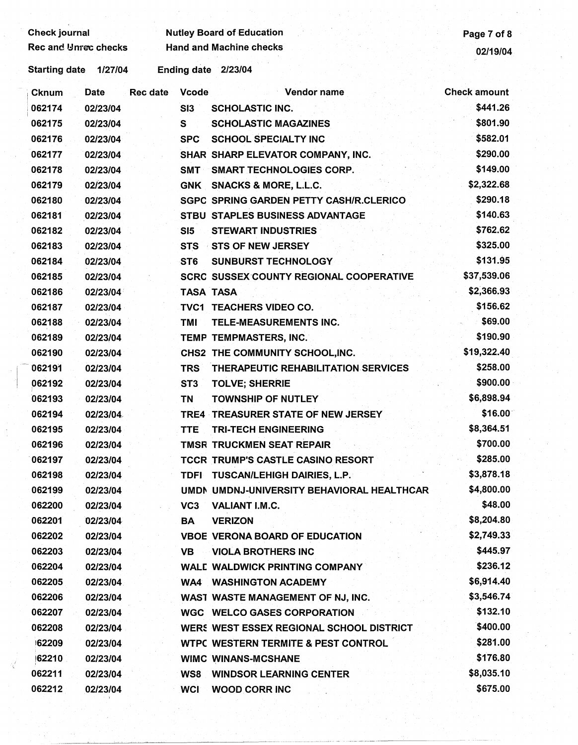Check journal
Rec and Unrec checks

Nutley Board of Education
Hand and Machine checks

Starting date 1/27/04 Ending date 2/23/04

| Cknum | Date | Rec date | Vcode | Vendor name | Check amount |
|---|---|---|---|---|---|
| 062174 | 02/23/04 | | SI3 | SCHOLASTIC INC. | $441.26 |
| 062175 | 02/23/04 | | S | SCHOLASTIC MAGAZINES | $801.90 |
| 062176 | 02/23/04 | | SPC | SCHOOL SPECIALTY INC | $582.01 |
| 062177 | 02/23/04 | | SHAR | SHARP ELEVATOR COMPANY, INC. | $290.00 |
| 062178 | 02/23/04 | | SMT | SMART TECHNOLOGIES CORP. | $149.00 |
| 062179 | 02/23/04 | | GNK | SNACKS & MORE, L.L.C. | $2,322.68 |
| 062180 | 02/23/04 | | SGPC | SPRING GARDEN PETTY CASH/R.CLERICO | $290.18 |
| 062181 | 02/23/04 | | STBU | STAPLES BUSINESS ADVANTAGE | $140.63 |
| 062182 | 02/23/04 | | SI5 | STEWART INDUSTRIES | $762.62 |
| 062183 | 02/23/04 | | STS | STS OF NEW JERSEY | $325.00 |
| 062184 | 02/23/04 | | ST6 | SUNBURST TECHNOLOGY | $131.95 |
| 062185 | 02/23/04 | | SCRC | SUSSEX COUNTY REGIONAL COOPERATIVE | $37,539.06 |
| 062186 | 02/23/04 | | TASA | TASA | $2,366.93 |
| 062187 | 02/23/04 | | TVC1 | TEACHERS VIDEO CO. | $156.62 |
| 062188 | 02/23/04 | | TMI | TELE-MEASUREMENTS INC. | $69.00 |
| 062189 | 02/23/04 | | TEMP | TEMPMASTERS, INC. | $190.90 |
| 062190 | 02/23/04 | | CHS2 | THE COMMUNITY SCHOOL,INC. | $19,322.40 |
| 062191 | 02/23/04 | | TRS | THERAPEUTIC REHABILITATION SERVICES | $258.00 |
| 062192 | 02/23/04 | | ST3 | TOLVE; SHERRIE | $900.00 |
| 062193 | 02/23/04 | | TN | TOWNSHIP OF NUTLEY | $6,898.94 |
| 062194 | 02/23/04 | | TRE4 | TREASURER STATE OF NEW JERSEY | $16.00 |
| 062195 | 02/23/04 | | TTE | TRI-TECH ENGINEERING | $8,364.51 |
| 062196 | 02/23/04 | | TMSR | TRUCKMEN SEAT REPAIR | $700.00 |
| 062197 | 02/23/04 | | TCCR | TRUMP'S CASTLE CASINO RESORT | $285.00 |
| 062198 | 02/23/04 | | TDFI | TUSCAN/LEHIGH DAIRIES, L.P. | $3,878.18 |
| 062199 | 02/23/04 | | UMDN | UMDNJ-UNIVERSITY BEHAVIORAL HEALTHCAR | $4,800.00 |
| 062200 | 02/23/04 | | VC3 | VALIANT I.M.C. | $48.00 |
| 062201 | 02/23/04 | | BA | VERIZON | $8,204.80 |
| 062202 | 02/23/04 | | VBOE | VERONA BOARD OF EDUCATION | $2,749.33 |
| 062203 | 02/23/04 | | VB | VIOLA BROTHERS INC | $445.97 |
| 062204 | 02/23/04 | | WALD | WALDWICK PRINTING COMPANY | $236.12 |
| 062205 | 02/23/04 | | WA4 | WASHINGTON ACADEMY | $6,914.40 |
| 062206 | 02/23/04 | | WAST | WASTE MANAGEMENT OF NJ, INC. | $3,546.74 |
| 062207 | 02/23/04 | | WGC | WELCO GASES CORPORATION | $132.10 |
| 062208 | 02/23/04 | | WERS | WEST ESSEX REGIONAL SCHOOL DISTRICT | $400.00 |
| 062209 | 02/23/04 | | WTPC | WESTERN TERMITE & PEST CONTROL | $281.00 |
| 062210 | 02/23/04 | | WIMC | WINANS-MCSHANE | $176.80 |
| 062211 | 02/23/04 | | WS8 | WINDSOR LEARNING CENTER | $8,035.10 |
| 062212 | 02/23/04 | | WCI | WOOD CORR INC | $675.00 |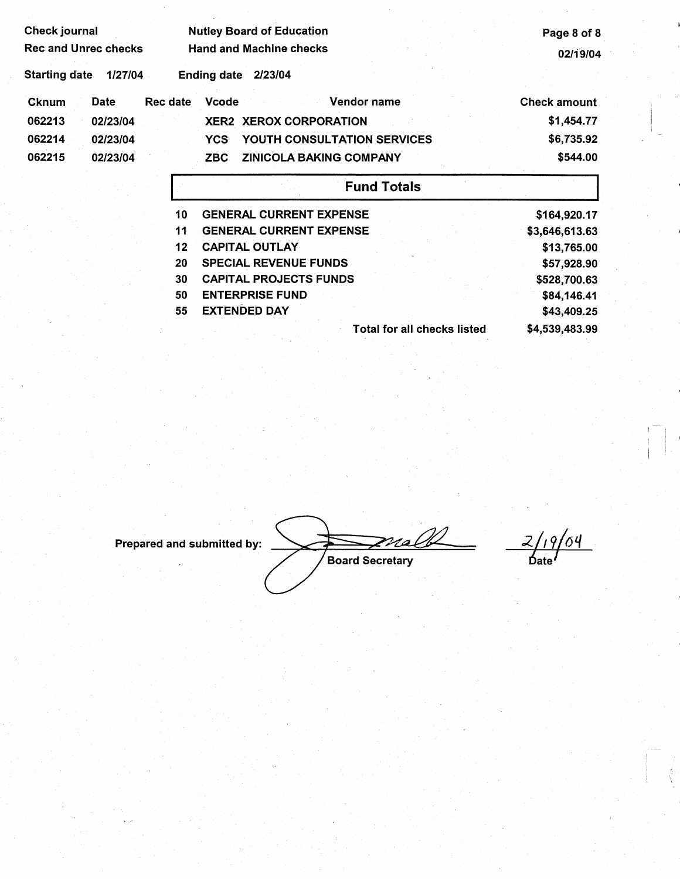Check journal
Rec and Unrec checks

Nutley Board of Education
Hand and Machine checks

02/19/04

Starting date 1/27/04 Ending date 2/23/04

| Cknum | Date | Rec date | Vcode | Vendor name | Check amount |
|---|---|---|---|---|---|
| 062213 | 02/23/04 | | XER2 | XEROX CORPORATION | $1,454.77 |
| 062214 | 02/23/04 | | YCS | YOUTH CONSULTATION SERVICES | $6,735.92 |
| 062215 | 02/23/04 | | ZBC | ZINICOLA BAKING COMPANY | $544.00 |

**Fund Totals**

| | | |
|---|---|---|
| 10 | GENERAL CURRENT EXPENSE | $164,920.17 |
| 11 | GENERAL CURRENT EXPENSE | $3,646,613.63 |
| 12 | CAPITAL OUTLAY | $13,765.00 |
| 20 | SPECIAL REVENUE FUNDS | $57,928.90 |
| 30 | CAPITAL PROJECTS FUNDS | $528,700.63 |
| 50 | ENTERPRISE FUND | $84,146.41 |
| 55 | EXTENDED DAY | $43,409.25 |
| | Total for all checks listed | $4,539,483.99 |

Prepared and submitted by: ____________________ Board Secretary

2/19/04
Date